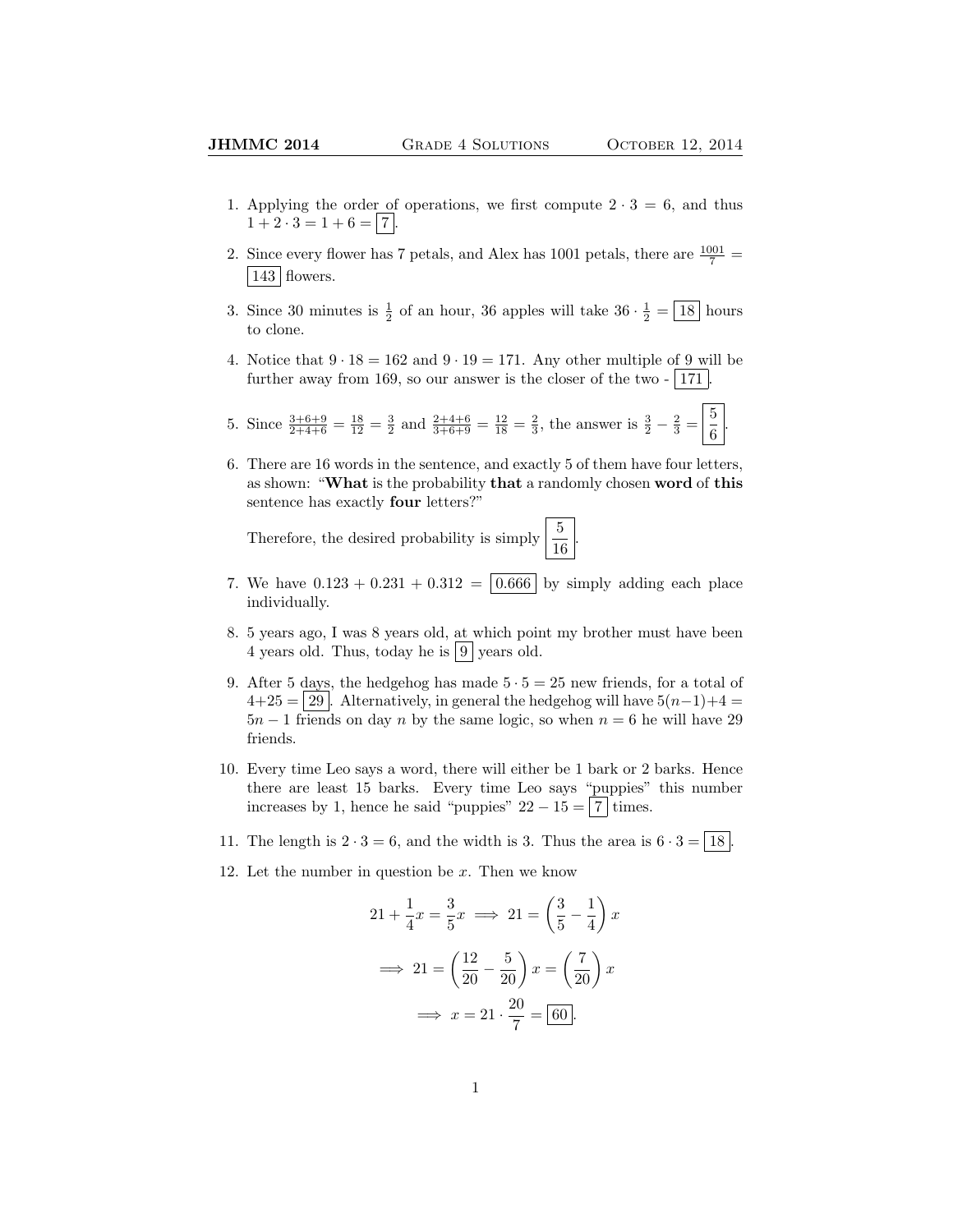1. Applying the order of operations, we first compute $2 \cdot 3 = 6$, and thus $1 + 2 \cdot 3 = 1 + 6 = \boxed{7}$.

2. Since every flower has 7 petals, and Alex has 1001 petals, there are $\frac{1001}{7} = \boxed{143}$ flowers.

3. Since 30 minutes is $\frac{1}{2}$ of an hour, 36 apples will take $36 \cdot \frac{1}{2} = \boxed{18}$ hours to clone.

4. Notice that $9 \cdot 18 = 162$ and $9 \cdot 19 = 171$. Any other multiple of 9 will be further away from 169, so our answer is the closer of the two - $\boxed{171}$.

5. Since $\frac{3+6+9}{2+4+6} = \frac{18}{12} = \frac{3}{2}$ and $\frac{2+4+6}{3+6+9} = \frac{12}{18} = \frac{2}{3}$, the answer is $\frac{3}{2} - \frac{2}{3} = \boxed{\frac{5}{6}}$.

6. There are 16 words in the sentence, and exactly 5 of them have four letters, as shown: "**What** is the probability **that** a randomly chosen **word** of **this** sentence has exactly **four** letters?"

   Therefore, the desired probability is simply $\boxed{\frac{5}{16}}$.

7. We have $0.123 + 0.231 + 0.312 = \boxed{0.666}$ by simply adding each place individually.

8. 5 years ago, I was 8 years old, at which point my brother must have been 4 years old. Thus, today he is $\boxed{9}$ years old.

9. After 5 days, the hedgehog has made $5 \cdot 5 = 25$ new friends, for a total of $4+25 = \boxed{29}$. Alternatively, in general the hedgehog will have $5(n-1)+4 = 5n - 1$ friends on day $n$ by the same logic, so when $n = 6$ he will have 29 friends.

10. Every time Leo says a word, there will either be 1 bark or 2 barks. Hence there are least 15 barks. Every time Leo says "puppies" this number increases by 1, hence he said "puppies" $22 - 15 = \boxed{7}$ times.

11. The length is $2 \cdot 3 = 6$, and the width is 3. Thus the area is $6 \cdot 3 = \boxed{18}$.

12. Let the number in question be $x$. Then we know

$$21 + \frac{1}{4}x = \frac{3}{5}x \implies 21 = \left(\frac{3}{5} - \frac{1}{4}\right)x$$

$$\implies 21 = \left(\frac{12}{20} - \frac{5}{20}\right)x = \left(\frac{7}{20}\right)x$$

$$\implies x = 21 \cdot \frac{20}{7} = \boxed{60}.$$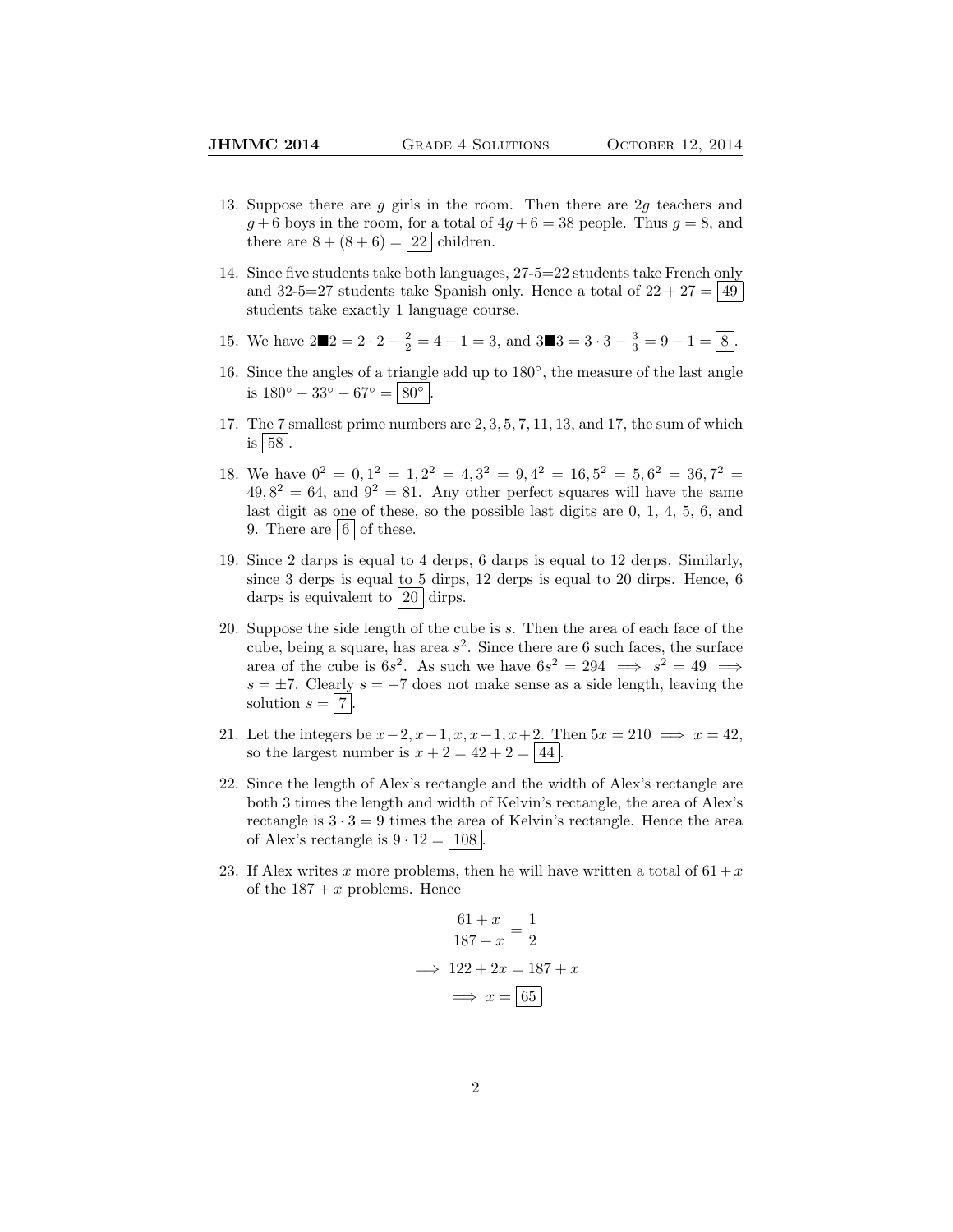13. Suppose there are $g$ girls in the room. Then there are $2g$ teachers and $g+6$ boys in the room, for a total of $4g+6=38$ people. Thus $g=8$, and there are $8+(8+6)=\boxed{22}$ children.

14. Since five students take both languages, 27-5=22 students take French only and 32-5=27 students take Spanish only. Hence a total of $22+27=\boxed{49}$ students take exactly 1 language course.

15. We have $2\blacksquare 2 = 2\cdot 2 - \frac{2}{2} = 4-1=3$, and $3\blacksquare 3 = 3\cdot 3 - \frac{3}{3} = 9-1=\boxed{8}$.

16. Since the angles of a triangle add up to $180^\circ$, the measure of the last angle is $180^\circ - 33^\circ - 67^\circ = \boxed{80^\circ}$.

17. The 7 smallest prime numbers are $2, 3, 5, 7, 11, 13$, and $17$, the sum of which is $\boxed{58}$.

18. We have $0^2=0, 1^2=1, 2^2=4, 3^2=9, 4^2=16, 5^2=5, 6^2=36, 7^2=49, 8^2=64$, and $9^2=81$. Any other perfect squares will have the same last digit as one of these, so the possible last digits are 0, 1, 4, 5, 6, and 9. There are $\boxed{6}$ of these.

19. Since 2 darps is equal to 4 derps, 6 darps is equal to 12 derps. Similarly, since 3 derps is equal to 5 dirps, 12 derps is equal to 20 dirps. Hence, 6 darps is equivalent to $\boxed{20}$ dirps.

20. Suppose the side length of the cube is $s$. Then the area of each face of the cube, being a square, has area $s^2$. Since there are 6 such faces, the surface area of the cube is $6s^2$. As such we have $6s^2 = 294 \implies s^2 = 49 \implies s = \pm 7$. Clearly $s=-7$ does not make sense as a side length, leaving the solution $s=\boxed{7}$.

21. Let the integers be $x-2, x-1, x, x+1, x+2$. Then $5x=210 \implies x=42$, so the largest number is $x+2=42+2=\boxed{44}$.

22. Since the length of Alex's rectangle and the width of Alex's rectangle are both 3 times the length and width of Kelvin's rectangle, the area of Alex's rectangle is $3\cdot 3=9$ times the area of Kelvin's rectangle. Hence the area of Alex's rectangle is $9\cdot 12=\boxed{108}$.

23. If Alex writes $x$ more problems, then he will have written a total of $61+x$ of the $187+x$ problems. Hence

$$\frac{61+x}{187+x} = \frac{1}{2}$$
$$\implies 122+2x = 187+x$$
$$\implies x = \boxed{65}$$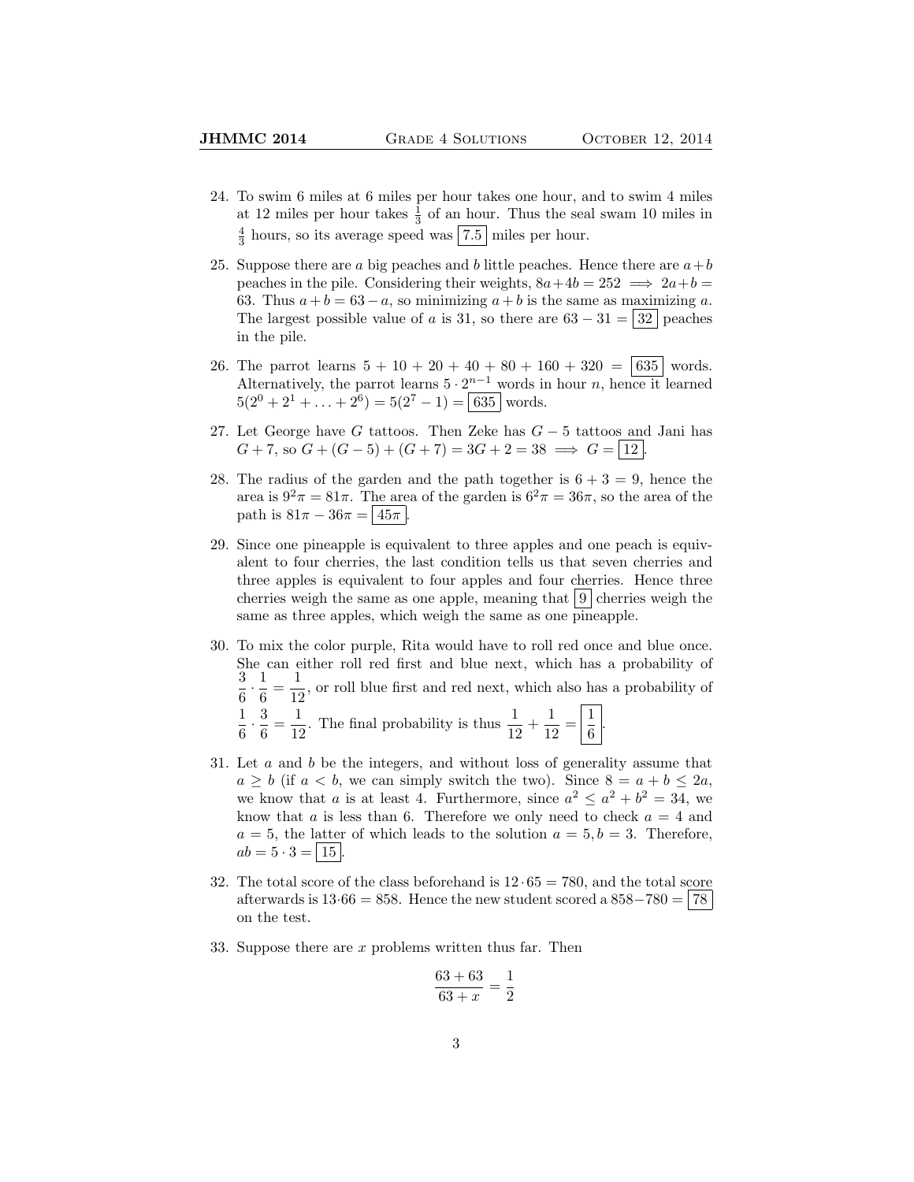24. To swim 6 miles at 6 miles per hour takes one hour, and to swim 4 miles at 12 miles per hour takes $\frac{1}{3}$ of an hour. Thus the seal swam 10 miles in $\frac{4}{3}$ hours, so its average speed was $\boxed{7.5}$ miles per hour.

25. Suppose there are $a$ big peaches and $b$ little peaches. Hence there are $a+b$ peaches in the pile. Considering their weights, $8a+4b = 252 \implies 2a+b = 63$. Thus $a+b = 63-a$, so minimizing $a+b$ is the same as maximizing $a$. The largest possible value of $a$ is 31, so there are $63 - 31 = \boxed{32}$ peaches in the pile.

26. The parrot learns $5 + 10 + 20 + 40 + 80 + 160 + 320 = \boxed{635}$ words. Alternatively, the parrot learns $5 \cdot 2^{n-1}$ words in hour $n$, hence it learned $5(2^0 + 2^1 + \ldots + 2^6) = 5(2^7 - 1) = \boxed{635}$ words.

27. Let George have $G$ tattoos. Then Zeke has $G - 5$ tattoos and Jani has $G + 7$, so $G + (G-5) + (G+7) = 3G + 2 = 38 \implies G = \boxed{12}$.

28. The radius of the garden and the path together is $6 + 3 = 9$, hence the area is $9^2\pi = 81\pi$. The area of the garden is $6^2\pi = 36\pi$, so the area of the path is $81\pi - 36\pi = \boxed{45\pi}$.

29. Since one pineapple is equivalent to three apples and one peach is equivalent to four cherries, the last condition tells us that seven cherries and three apples is equivalent to four apples and four cherries. Hence three cherries weigh the same as one apple, meaning that $\boxed{9}$ cherries weigh the same as three apples, which weigh the same as one pineapple.

30. To mix the color purple, Rita would have to roll red once and blue once. She can either roll red first and blue next, which has a probability of $\frac{3}{6} \cdot \frac{1}{6} = \frac{1}{12}$, or roll blue first and red next, which also has a probability of $\frac{1}{6} \cdot \frac{3}{6} = \frac{1}{12}$. The final probability is thus $\frac{1}{12} + \frac{1}{12} = \boxed{\frac{1}{6}}$.

31. Let $a$ and $b$ be the integers, and without loss of generality assume that $a \geq b$ (if $a < b$, we can simply switch the two). Since $8 = a + b \leq 2a$, we know that $a$ is at least 4. Furthermore, since $a^2 \leq a^2 + b^2 = 34$, we know that $a$ is less than 6. Therefore we only need to check $a = 4$ and $a = 5$, the latter of which leads to the solution $a = 5, b = 3$. Therefore, $ab = 5 \cdot 3 = \boxed{15}$.

32. The total score of the class beforehand is $12 \cdot 65 = 780$, and the total score afterwards is $13 \cdot 66 = 858$. Hence the new student scored a $858 - 780 = \boxed{78}$ on the test.

33. Suppose there are $x$ problems written thus far. Then

$$\frac{63 + 63}{63 + x} = \frac{1}{2}$$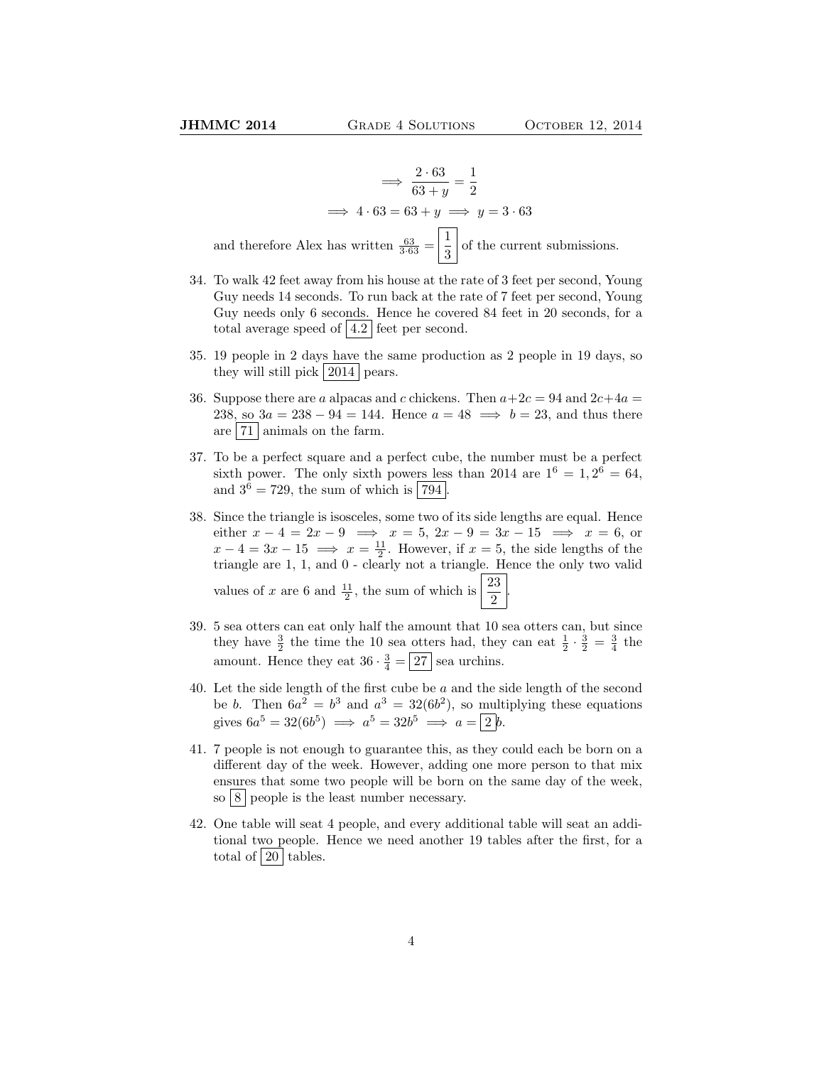$$\implies \frac{2 \cdot 63}{63 + y} = \frac{1}{2}$$

$$\implies 4 \cdot 63 = 63 + y \implies y = 3 \cdot 63$$

and therefore Alex has written $\frac{63}{3 \cdot 63} = \boxed{\frac{1}{3}}$ of the current submissions.

34. To walk 42 feet away from his house at the rate of 3 feet per second, Young Guy needs 14 seconds. To run back at the rate of 7 feet per second, Young Guy needs only 6 seconds. Hence he covered 84 feet in 20 seconds, for a total average speed of $\boxed{4.2}$ feet per second.

35. 19 people in 2 days have the same production as 2 people in 19 days, so they will still pick $\boxed{2014}$ pears.

36. Suppose there are $a$ alpacas and $c$ chickens. Then $a + 2c = 94$ and $2c + 4a = 238$, so $3a = 238 - 94 = 144$. Hence $a = 48 \implies b = 23$, and thus there are $\boxed{71}$ animals on the farm.

37. To be a perfect square and a perfect cube, the number must be a perfect sixth power. The only sixth powers less than 2014 are $1^6 = 1, 2^6 = 64$, and $3^6 = 729$, the sum of which is $\boxed{794}$.

38. Since the triangle is isosceles, some two of its side lengths are equal. Hence either $x - 4 = 2x - 9 \implies x = 5$, $2x - 9 = 3x - 15 \implies x = 6$, or $x - 4 = 3x - 15 \implies x = \frac{11}{2}$. However, if $x = 5$, the side lengths of the triangle are 1, 1, and 0 - clearly not a triangle. Hence the only two valid values of $x$ are 6 and $\frac{11}{2}$, the sum of which is $\boxed{\frac{23}{2}}$.

39. 5 sea otters can eat only half the amount that 10 sea otters can, but since they have $\frac{3}{2}$ the time the 10 sea otters had, they can eat $\frac{1}{2} \cdot \frac{3}{2} = \frac{3}{4}$ the amount. Hence they eat $36 \cdot \frac{3}{4} = \boxed{27}$ sea urchins.

40. Let the side length of the first cube be $a$ and the side length of the second be $b$. Then $6a^2 = b^3$ and $a^3 = 32(6b^2)$, so multiplying these equations gives $6a^5 = 32(6b^5) \implies a^5 = 32b^5 \implies a = \boxed{2}b$.

41. 7 people is not enough to guarantee this, as they could each be born on a different day of the week. However, adding one more person to that mix ensures that some two people will be born on the same day of the week, so $\boxed{8}$ people is the least number necessary.

42. One table will seat 4 people, and every additional table will seat an additional two people. Hence we need another 19 tables after the first, for a total of $\boxed{20}$ tables.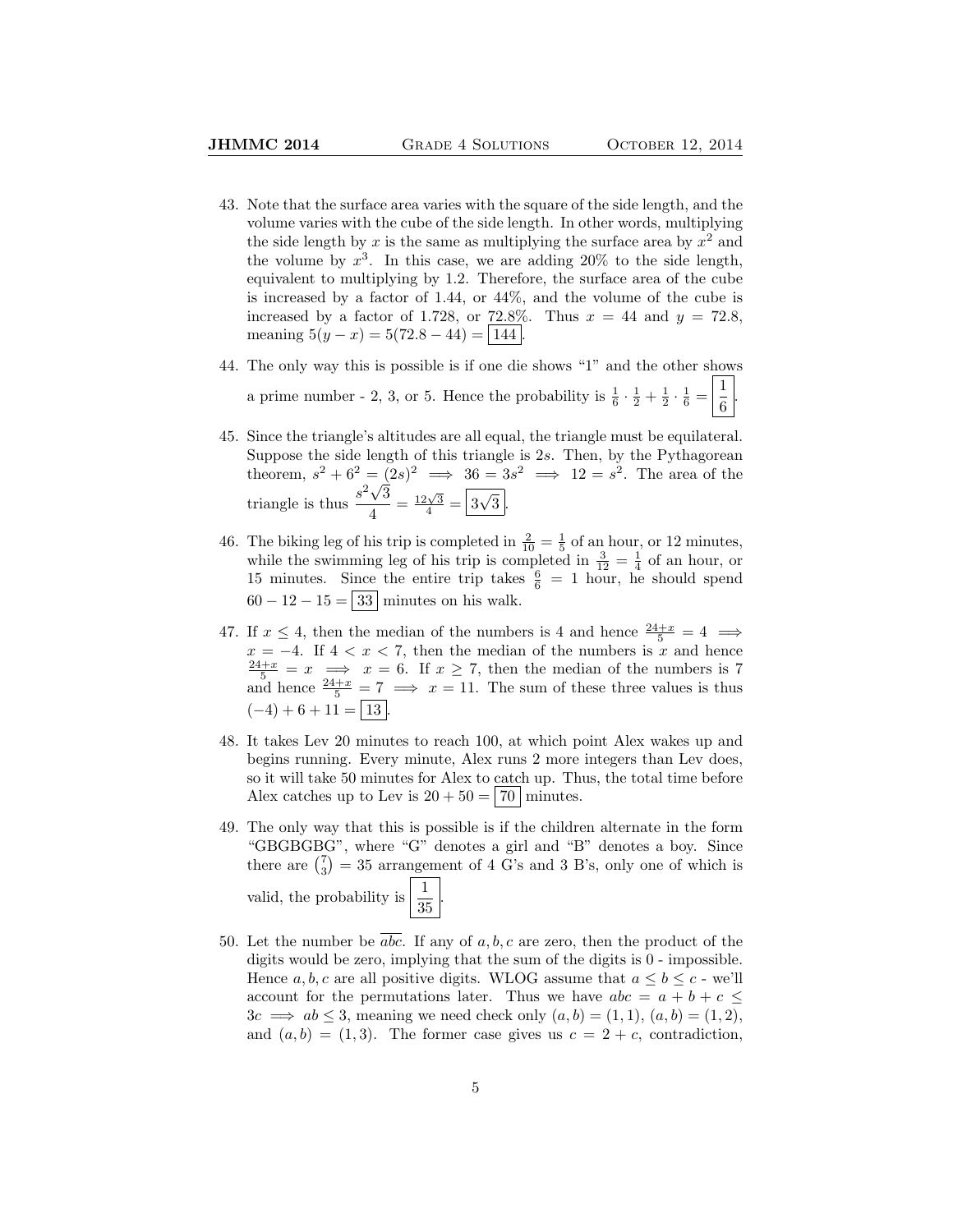43. Note that the surface area varies with the square of the side length, and the volume varies with the cube of the side length. In other words, multiplying the side length by $x$ is the same as multiplying the surface area by $x^2$ and the volume by $x^3$. In this case, we are adding 20% to the side length, equivalent to multiplying by 1.2. Therefore, the surface area of the cube is increased by a factor of 1.44, or 44%, and the volume of the cube is increased by a factor of 1.728, or 72.8%. Thus $x = 44$ and $y = 72.8$, meaning $5(y - x) = 5(72.8 - 44) = \boxed{144}$.

44. The only way this is possible is if one die shows "1" and the other shows a prime number - 2, 3, or 5. Hence the probability is $\frac{1}{6} \cdot \frac{1}{2} + \frac{1}{2} \cdot \frac{1}{6} = \boxed{\frac{1}{6}}$.

45. Since the triangle's altitudes are all equal, the triangle must be equilateral. Suppose the side length of this triangle is $2s$. Then, by the Pythagorean theorem, $s^2 + 6^2 = (2s)^2 \implies 36 = 3s^2 \implies 12 = s^2$. The area of the triangle is thus $\dfrac{s^2\sqrt{3}}{4} = \frac{12\sqrt{3}}{4} = \boxed{3\sqrt{3}}$.

46. The biking leg of his trip is completed in $\frac{2}{10} = \frac{1}{5}$ of an hour, or 12 minutes, while the swimming leg of his trip is completed in $\frac{3}{12} = \frac{1}{4}$ of an hour, or 15 minutes. Since the entire trip takes $\frac{6}{6} = 1$ hour, he should spend $60 - 12 - 15 = \boxed{33}$ minutes on his walk.

47. If $x \leq 4$, then the median of the numbers is 4 and hence $\frac{24+x}{5} = 4 \implies x = -4$. If $4 < x < 7$, then the median of the numbers is $x$ and hence $\frac{24+x}{5} = x \implies x = 6$. If $x \geq 7$, then the median of the numbers is 7 and hence $\frac{24+x}{5} = 7 \implies x = 11$. The sum of these three values is thus $(-4) + 6 + 11 = \boxed{13}$.

48. It takes Lev 20 minutes to reach 100, at which point Alex wakes up and begins running. Every minute, Alex runs 2 more integers than Lev does, so it will take 50 minutes for Alex to catch up. Thus, the total time before Alex catches up to Lev is $20 + 50 = \boxed{70}$ minutes.

49. The only way that this is possible is if the children alternate in the form "GBGBGBG", where "G" denotes a girl and "B" denotes a boy. Since there are $\binom{7}{3} = 35$ arrangement of 4 G's and 3 B's, only one of which is valid, the probability is $\boxed{\frac{1}{35}}$.

50. Let the number be $\overline{abc}$. If any of $a, b, c$ are zero, then the product of the digits would be zero, implying that the sum of the digits is 0 - impossible. Hence $a, b, c$ are all positive digits. WLOG assume that $a \leq b \leq c$ - we'll account for the permutations later. Thus we have $abc = a + b + c \leq 3c \implies ab \leq 3$, meaning we need check only $(a, b) = (1, 1)$, $(a, b) = (1, 2)$, and $(a, b) = (1, 3)$. The former case gives us $c = 2 + c$, contradiction,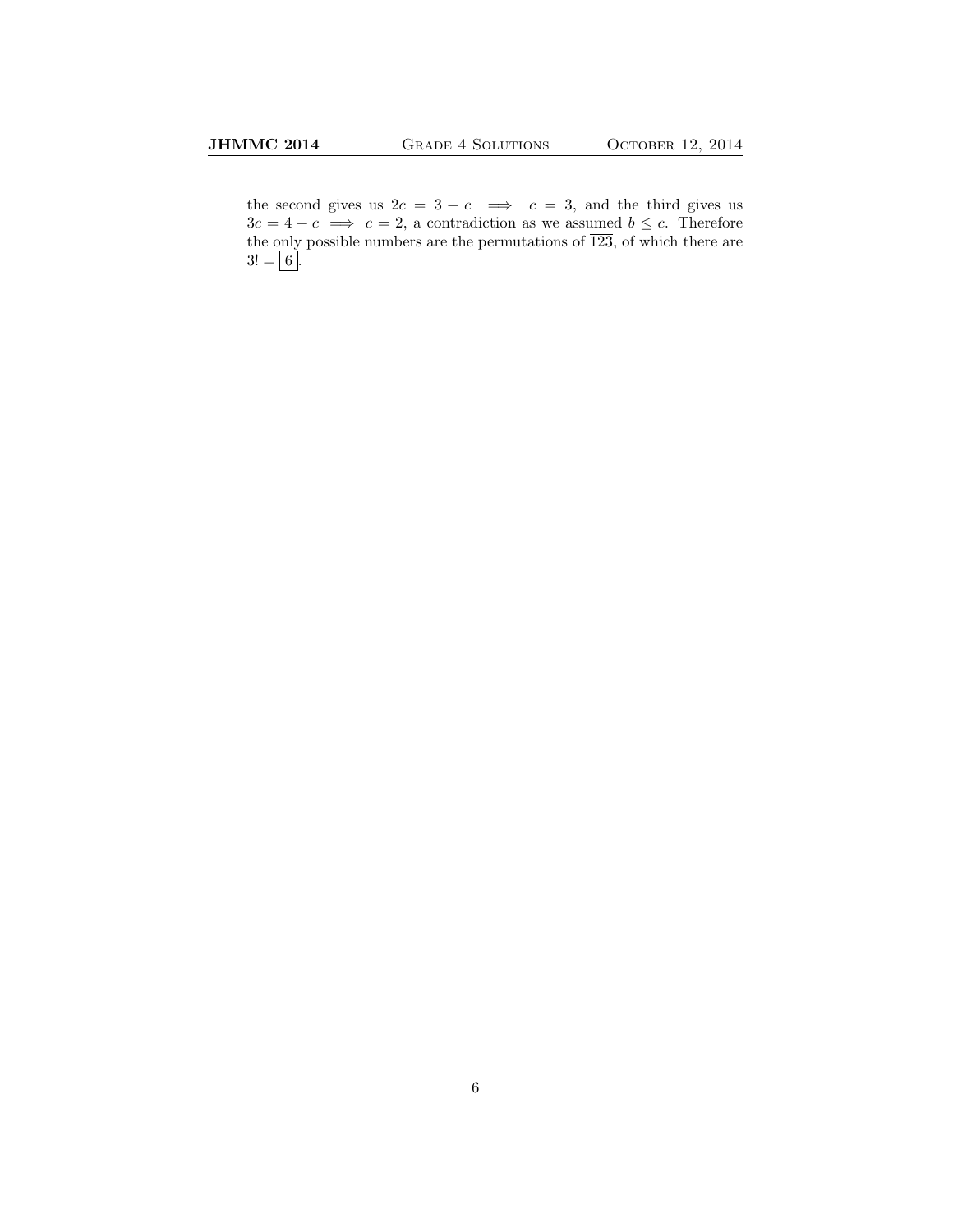the second gives us $2c = 3 + c \implies c = 3$, and the third gives us $3c = 4 + c \implies c = 2$, a contradiction as we assumed $b \le c$. Therefore the only possible numbers are the permutations of $\overline{123}$, of which there are $3! = \boxed{6}$.